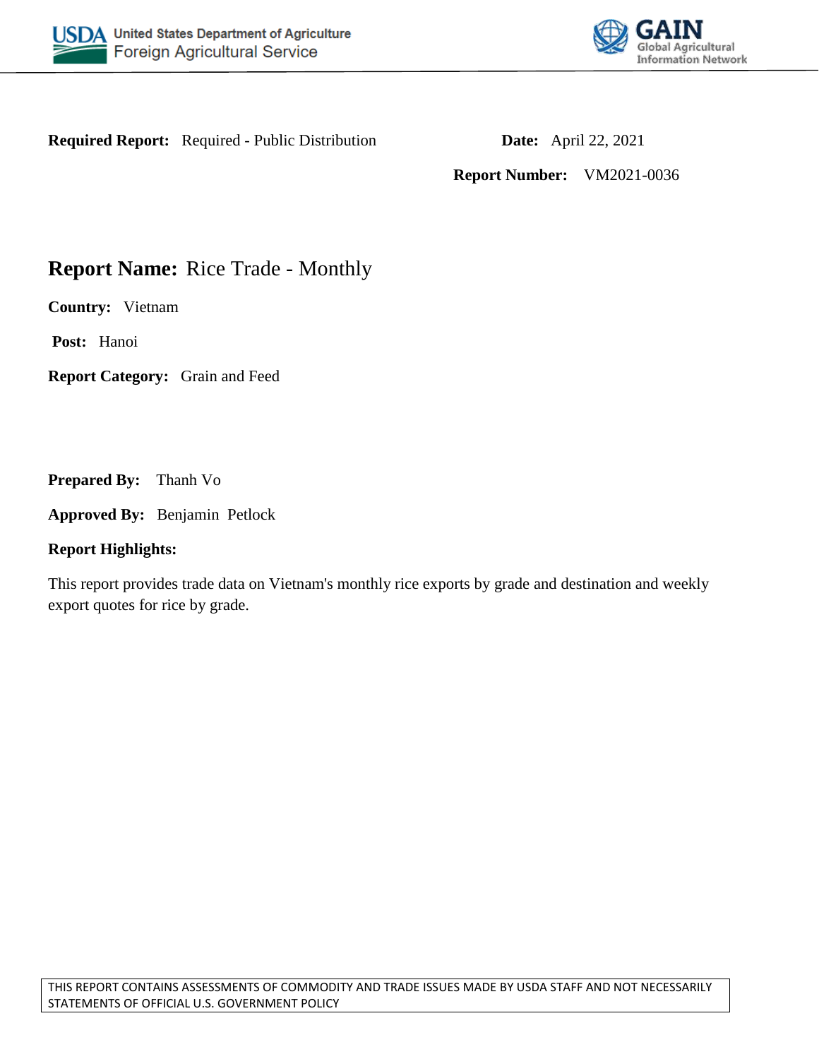**Required Report:** Required - Public Distribution

**Date:** April 22, 2021

**Report Number:** VM2021-0036

# Report Name: Rice Trade - Monthly

**Country:** Vietnam

**Post:** Hanoi

**Report Category:** Grain and Feed

**Prepared By:** Thanh Vo

**Approved By:** Benjamin Petlock

**Report Highlights:**

This report provides trade data on Vietnam's monthly rice exports by grade and destination and weekly export quotes for rice by grade.

THIS REPORT CONTAINS ASSESSMENTS OF COMMODITY AND TRADE ISSUES MADE BY USDA STAFF AND NOT NECESSARILY STATEMENTS OF OFFICIAL U.S. GOVERNMENT POLICY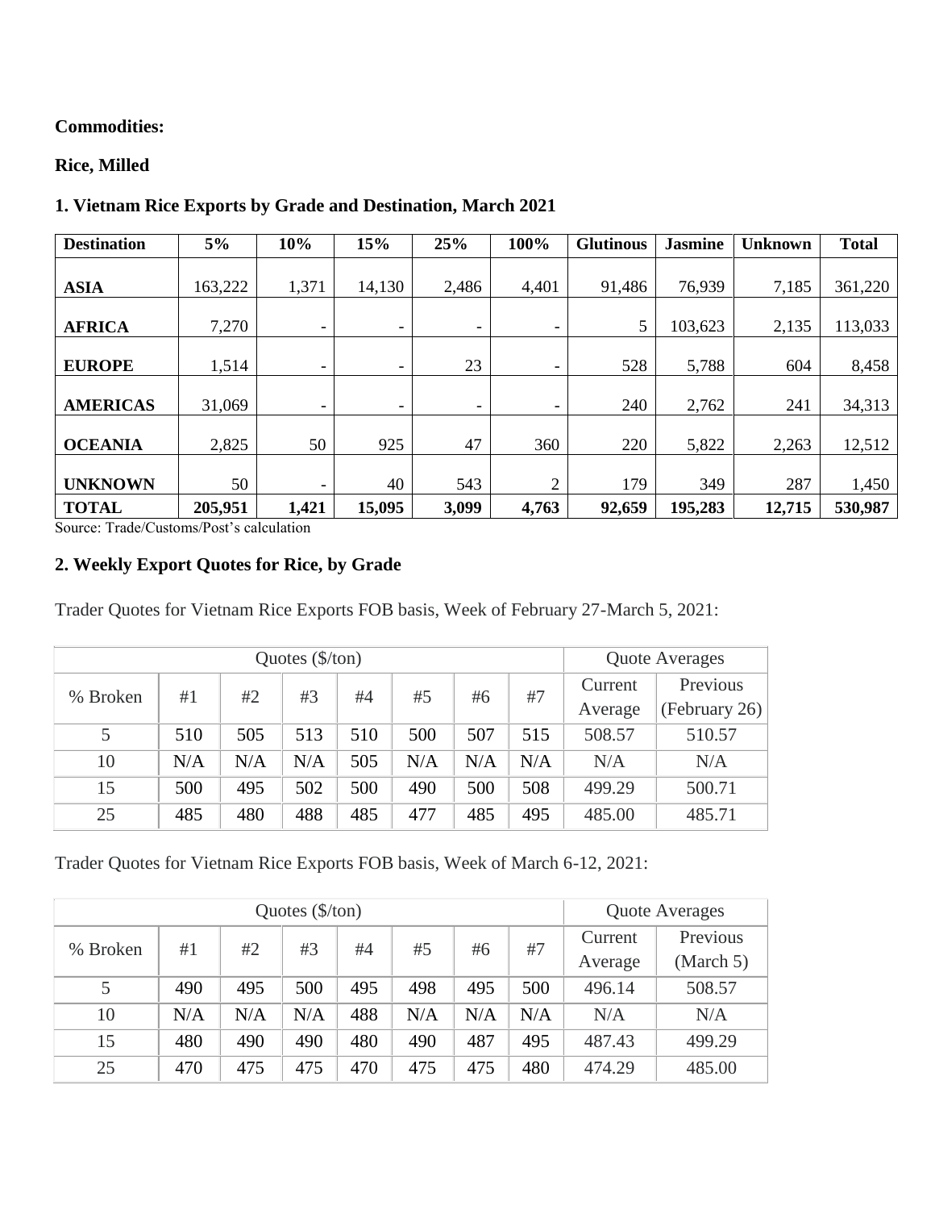**Commodities:**

**Rice, Milled**

**1. Vietnam Rice Exports by Grade and Destination, March 2021**

| Destination | 5% | 10% | 15% | 25% | 100% | Glutinous | Jasmine | Unknown | Total |
|---|---|---|---|---|---|---|---|---|---|
| **ASIA** | 163,222 | 1,371 | 14,130 | 2,486 | 4,401 | 91,486 | 76,939 | 7,185 | 361,220 |
| **AFRICA** | 7,270 | - | - | - | - | 5 | 103,623 | 2,135 | 113,033 |
| **EUROPE** | 1,514 | - | - | 23 | - | 528 | 5,788 | 604 | 8,458 |
| **AMERICAS** | 31,069 | - | - | - | - | 240 | 2,762 | 241 | 34,313 |
| **OCEANIA** | 2,825 | 50 | 925 | 47 | 360 | 220 | 5,822 | 2,263 | 12,512 |
| **UNKNOWN** | 50 | - | 40 | 543 | 2 | 179 | 349 | 287 | 1,450 |
| **TOTAL** | **205,951** | **1,421** | **15,095** | **3,099** | **4,763** | **92,659** | **195,283** | **12,715** | **530,987** |

Source: Trade/Customs/Post's calculation

**2. Weekly Export Quotes for Rice, by Grade**

Trader Quotes for Vietnam Rice Exports FOB basis, Week of February 27-March 5, 2021:

| Quotes ($/ton) | | | | | | | | Quote Averages | |
|---|---|---|---|---|---|---|---|---|---|
| % Broken | #1 | #2 | #3 | #4 | #5 | #6 | #7 | Current Average | Previous (February 26) |
| 5 | 510 | 505 | 513 | 510 | 500 | 507 | 515 | 508.57 | 510.57 |
| 10 | N/A | N/A | N/A | 505 | N/A | N/A | N/A | N/A | N/A |
| 15 | 500 | 495 | 502 | 500 | 490 | 500 | 508 | 499.29 | 500.71 |
| 25 | 485 | 480 | 488 | 485 | 477 | 485 | 495 | 485.00 | 485.71 |

Trader Quotes for Vietnam Rice Exports FOB basis, Week of March 6-12, 2021:

| Quotes ($/ton) | | | | | | | | Quote Averages | |
|---|---|---|---|---|---|---|---|---|---|
| % Broken | #1 | #2 | #3 | #4 | #5 | #6 | #7 | Current Average | Previous (March 5) |
| 5 | 490 | 495 | 500 | 495 | 498 | 495 | 500 | 496.14 | 508.57 |
| 10 | N/A | N/A | N/A | 488 | N/A | N/A | N/A | N/A | N/A |
| 15 | 480 | 490 | 490 | 480 | 490 | 487 | 495 | 487.43 | 499.29 |
| 25 | 470 | 475 | 475 | 470 | 475 | 475 | 480 | 474.29 | 485.00 |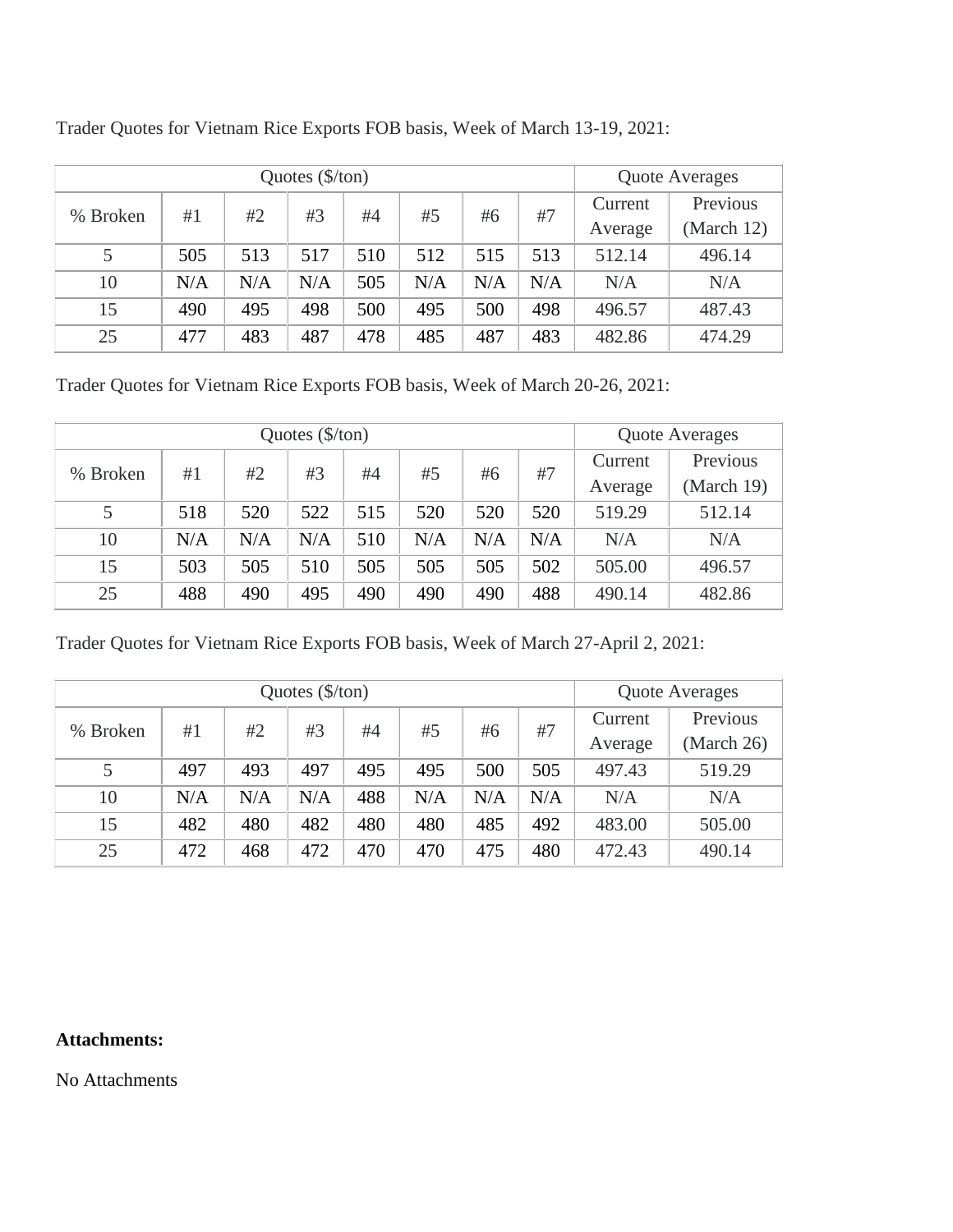Trader Quotes for Vietnam Rice Exports FOB basis, Week of March 13-19, 2021:

| Quotes ($/ton) | | | | | | | | Quote Averages | |
|---|---|---|---|---|---|---|---|---|---|
| % Broken | #1 | #2 | #3 | #4 | #5 | #6 | #7 | Current Average | Previous (March 12) |
| 5 | 505 | 513 | 517 | 510 | 512 | 515 | 513 | 512.14 | 496.14 |
| 10 | N/A | N/A | N/A | 505 | N/A | N/A | N/A | N/A | N/A |
| 15 | 490 | 495 | 498 | 500 | 495 | 500 | 498 | 496.57 | 487.43 |
| 25 | 477 | 483 | 487 | 478 | 485 | 487 | 483 | 482.86 | 474.29 |

Trader Quotes for Vietnam Rice Exports FOB basis, Week of March 20-26, 2021:

| Quotes ($/ton) | | | | | | | | Quote Averages | |
|---|---|---|---|---|---|---|---|---|---|
| % Broken | #1 | #2 | #3 | #4 | #5 | #6 | #7 | Current Average | Previous (March 19) |
| 5 | 518 | 520 | 522 | 515 | 520 | 520 | 520 | 519.29 | 512.14 |
| 10 | N/A | N/A | N/A | 510 | N/A | N/A | N/A | N/A | N/A |
| 15 | 503 | 505 | 510 | 505 | 505 | 505 | 502 | 505.00 | 496.57 |
| 25 | 488 | 490 | 495 | 490 | 490 | 490 | 488 | 490.14 | 482.86 |

Trader Quotes for Vietnam Rice Exports FOB basis, Week of March 27-April 2, 2021:

| Quotes ($/ton) | | | | | | | | Quote Averages | |
|---|---|---|---|---|---|---|---|---|---|
| % Broken | #1 | #2 | #3 | #4 | #5 | #6 | #7 | Current Average | Previous (March 26) |
| 5 | 497 | 493 | 497 | 495 | 495 | 500 | 505 | 497.43 | 519.29 |
| 10 | N/A | N/A | N/A | 488 | N/A | N/A | N/A | N/A | N/A |
| 15 | 482 | 480 | 482 | 480 | 480 | 485 | 492 | 483.00 | 505.00 |
| 25 | 472 | 468 | 472 | 470 | 470 | 475 | 480 | 472.43 | 490.14 |

**Attachments:**

No Attachments